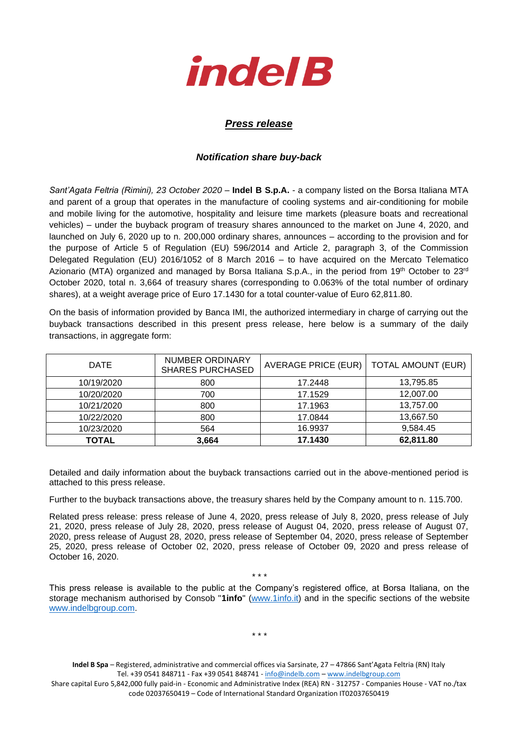indel B

## *Press release*

### *Notification share buy-back*

*Sant'Agata Feltria (Rimini), 23 October 2020* – **Indel B S.p.A.** - a company listed on the Borsa Italiana MTA and parent of a group that operates in the manufacture of cooling systems and air-conditioning for mobile and mobile living for the automotive, hospitality and leisure time markets (pleasure boats and recreational vehicles) – under the buyback program of treasury shares announced to the market on June 4, 2020, and launched on July 6, 2020 up to n. 200,000 ordinary shares, announces – according to the provision and for the purpose of Article 5 of Regulation (EU) 596/2014 and Article 2, paragraph 3, of the Commission Delegated Regulation (EU) 2016/1052 of 8 March 2016 – to have acquired on the Mercato Telematico Azionario (MTA) organized and managed by Borsa Italiana S.p.A., in the period from 19th October to 23rd October 2020, total n. 3,664 of treasury shares (corresponding to 0.063% of the total number of ordinary shares), at a weight average price of Euro 17.1430 for a total counter-value of Euro 62,811.80.

On the basis of information provided by Banca IMI, the authorized intermediary in charge of carrying out the buyback transactions described in this present press release, here below is a summary of the daily transactions, in aggregate form:

| DATE | NUMBER ORDINARY SHARES PURCHASED | AVERAGE PRICE (EUR) | TOTAL AMOUNT (EUR) |
|---|---|---|---|
| 10/19/2020 | 800 | 17.2448 | 13,795.85 |
| 10/20/2020 | 700 | 17.1529 | 12,007.00 |
| 10/21/2020 | 800 | 17.1963 | 13,757.00 |
| 10/22/2020 | 800 | 17.0844 | 13,667.50 |
| 10/23/2020 | 564 | 16.9937 | 9,584.45 |
| **TOTAL** | **3,664** | **17.1430** | **62,811.80** |

Detailed and daily information about the buyback transactions carried out in the above-mentioned period is attached to this press release.

Further to the buyback transactions above, the treasury shares held by the Company amount to n. 115.700.

Related press release: press release of June 4, 2020, press release of July 8, 2020, press release of July 21, 2020, press release of July 28, 2020, press release of August 04, 2020, press release of August 07, 2020, press release of August 28, 2020, press release of September 04, 2020, press release of September 25, 2020, press release of October 02, 2020, press release of October 09, 2020 and press release of October 16, 2020.

\* \* \*

This press release is available to the public at the Company's registered office, at Borsa Italiana, on the storage mechanism authorised by Consob "**1info**" (www.1info.it) and in the specific sections of the website www.indelbgroup.com.

\* \* \*

**Indel B Spa** – Registered, administrative and commercial offices via Sarsinate, 27 – 47866 Sant'Agata Feltria (RN) Italy
Tel. +39 0541 848711 - Fax +39 0541 848741 - info@indelb.com – www.indelbgroup.com
Share capital Euro 5,842,000 fully paid-in - Economic and Administrative Index (REA) RN - 312757 - Companies House - VAT no./tax code 02037650419 – Code of International Standard Organization IT02037650419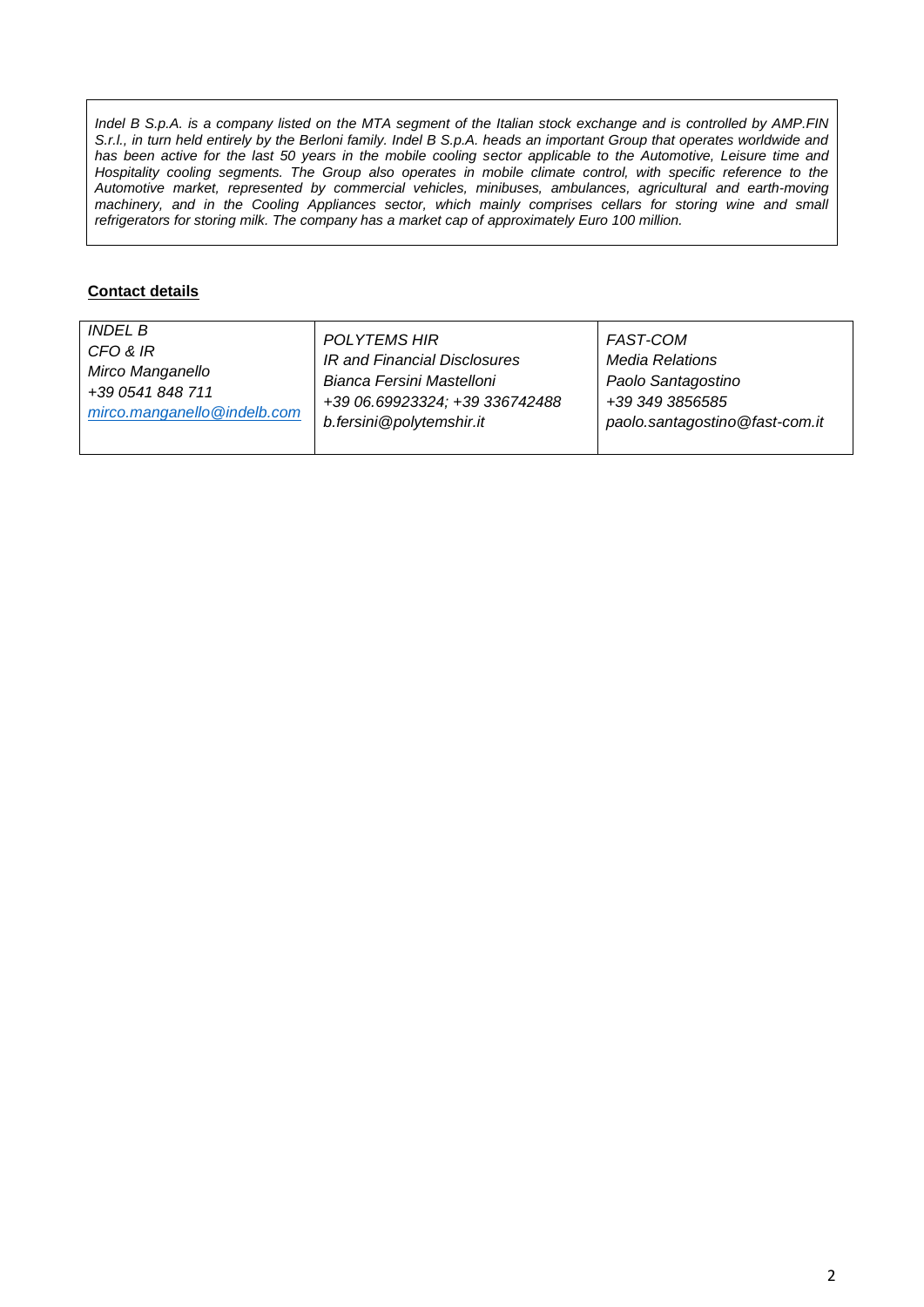*Indel B S.p.A. is a company listed on the MTA segment of the Italian stock exchange and is controlled by AMP.FIN S.r.l., in turn held entirely by the Berloni family. Indel B S.p.A. heads an important Group that operates worldwide and has been active for the last 50 years in the mobile cooling sector applicable to the Automotive, Leisure time and Hospitality cooling segments. The Group also operates in mobile climate control, with specific reference to the Automotive market, represented by commercial vehicles, minibuses, ambulances, agricultural and earth-moving machinery, and in the Cooling Appliances sector, which mainly comprises cellars for storing wine and small refrigerators for storing milk. The company has a market cap of approximately Euro 100 million.*

**Contact details**

| *INDEL B*<br>*CFO & IR*<br>*Mirco Manganello*<br>*+39 0541 848 711*<br>*mirco.manganello@indelb.com* | *POLYTEMS HIR*<br>*IR and Financial Disclosures*<br>*Bianca Fersini Mastelloni*<br>*+39 06.69923324; +39 336742488*<br>*b.fersini@polytemshir.it* | *FAST-COM*<br>*Media Relations*<br>*Paolo Santagostino*<br>*+39 349 3856585*<br>*paolo.santagostino@fast-com.it* |
|---|---|---|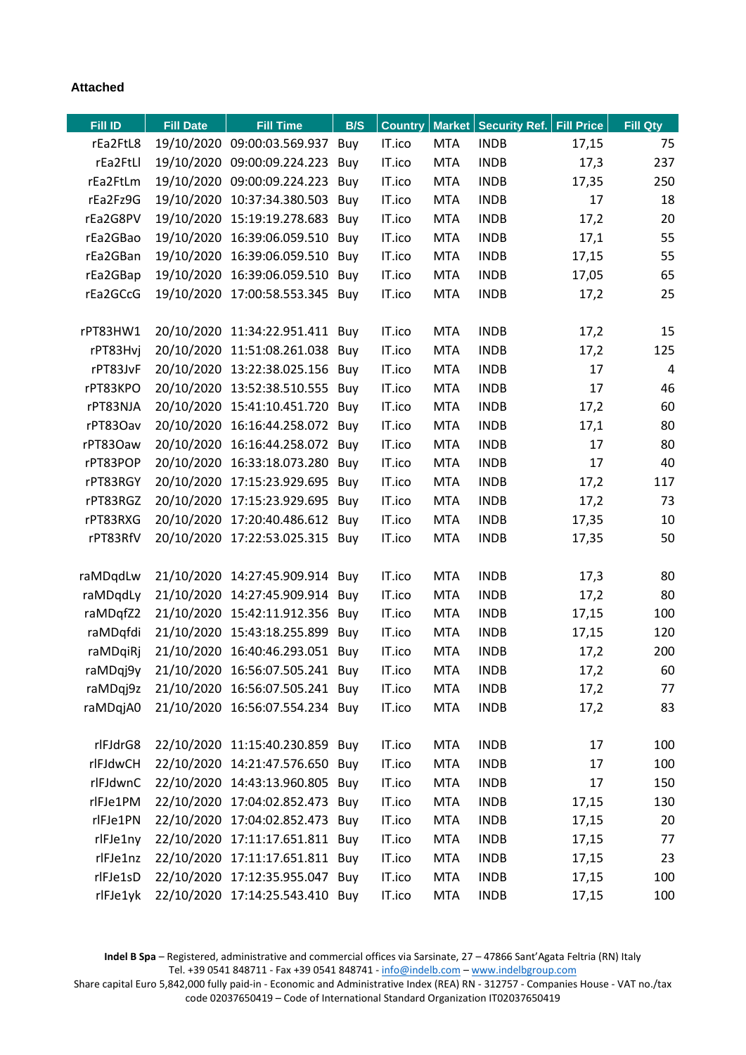**Attached**

| Fill ID | Fill Date | Fill Time | B/S | Country | Market | Security Ref. | Fill Price | Fill Qty |
|---|---|---|---|---|---|---|---|---|
| rEa2FtL8 | 19/10/2020 | 09:00:03.569.937 | Buy | IT.ico | MTA | INDB | 17,15 | 75 |
| rEa2FtLl | 19/10/2020 | 09:00:09.224.223 | Buy | IT.ico | MTA | INDB | 17,3 | 237 |
| rEa2FtLm | 19/10/2020 | 09:00:09.224.223 | Buy | IT.ico | MTA | INDB | 17,35 | 250 |
| rEa2Fz9G | 19/10/2020 | 10:37:34.380.503 | Buy | IT.ico | MTA | INDB | 17 | 18 |
| rEa2G8PV | 19/10/2020 | 15:19:19.278.683 | Buy | IT.ico | MTA | INDB | 17,2 | 20 |
| rEa2GBao | 19/10/2020 | 16:39:06.059.510 | Buy | IT.ico | MTA | INDB | 17,1 | 55 |
| rEa2GBan | 19/10/2020 | 16:39:06.059.510 | Buy | IT.ico | MTA | INDB | 17,15 | 55 |
| rEa2GBap | 19/10/2020 | 16:39:06.059.510 | Buy | IT.ico | MTA | INDB | 17,05 | 65 |
| rEa2GCcG | 19/10/2020 | 17:00:58.553.345 | Buy | IT.ico | MTA | INDB | 17,2 | 25 |
| | | | | | | | | |
| rPT83HW1 | 20/10/2020 | 11:34:22.951.411 | Buy | IT.ico | MTA | INDB | 17,2 | 15 |
| rPT83Hvj | 20/10/2020 | 11:51:08.261.038 | Buy | IT.ico | MTA | INDB | 17,2 | 125 |
| rPT83JvF | 20/10/2020 | 13:22:38.025.156 | Buy | IT.ico | MTA | INDB | 17 | 4 |
| rPT83KPO | 20/10/2020 | 13:52:38.510.555 | Buy | IT.ico | MTA | INDB | 17 | 46 |
| rPT83NJA | 20/10/2020 | 15:41:10.451.720 | Buy | IT.ico | MTA | INDB | 17,2 | 60 |
| rPT83Oav | 20/10/2020 | 16:16:44.258.072 | Buy | IT.ico | MTA | INDB | 17,1 | 80 |
| rPT83Oaw | 20/10/2020 | 16:16:44.258.072 | Buy | IT.ico | MTA | INDB | 17 | 80 |
| rPT83POP | 20/10/2020 | 16:33:18.073.280 | Buy | IT.ico | MTA | INDB | 17 | 40 |
| rPT83RGY | 20/10/2020 | 17:15:23.929.695 | Buy | IT.ico | MTA | INDB | 17,2 | 117 |
| rPT83RGZ | 20/10/2020 | 17:15:23.929.695 | Buy | IT.ico | MTA | INDB | 17,2 | 73 |
| rPT83RXG | 20/10/2020 | 17:20:40.486.612 | Buy | IT.ico | MTA | INDB | 17,35 | 10 |
| rPT83RfV | 20/10/2020 | 17:22:53.025.315 | Buy | IT.ico | MTA | INDB | 17,35 | 50 |
| | | | | | | | | |
| raMDqdLw | 21/10/2020 | 14:27:45.909.914 | Buy | IT.ico | MTA | INDB | 17,3 | 80 |
| raMDqdLy | 21/10/2020 | 14:27:45.909.914 | Buy | IT.ico | MTA | INDB | 17,2 | 80 |
| raMDqfZ2 | 21/10/2020 | 15:42:11.912.356 | Buy | IT.ico | MTA | INDB | 17,15 | 100 |
| raMDqfdi | 21/10/2020 | 15:43:18.255.899 | Buy | IT.ico | MTA | INDB | 17,15 | 120 |
| raMDqiRj | 21/10/2020 | 16:40:46.293.051 | Buy | IT.ico | MTA | INDB | 17,2 | 200 |
| raMDqj9y | 21/10/2020 | 16:56:07.505.241 | Buy | IT.ico | MTA | INDB | 17,2 | 60 |
| raMDqj9z | 21/10/2020 | 16:56:07.505.241 | Buy | IT.ico | MTA | INDB | 17,2 | 77 |
| raMDqjA0 | 21/10/2020 | 16:56:07.554.234 | Buy | IT.ico | MTA | INDB | 17,2 | 83 |
| | | | | | | | | |
| rlFJdrG8 | 22/10/2020 | 11:15:40.230.859 | Buy | IT.ico | MTA | INDB | 17 | 100 |
| rlFJdwCH | 22/10/2020 | 14:21:47.576.650 | Buy | IT.ico | MTA | INDB | 17 | 100 |
| rlFJdwnC | 22/10/2020 | 14:43:13.960.805 | Buy | IT.ico | MTA | INDB | 17 | 150 |
| rlFJe1PM | 22/10/2020 | 17:04:02.852.473 | Buy | IT.ico | MTA | INDB | 17,15 | 130 |
| rlFJe1PN | 22/10/2020 | 17:04:02.852.473 | Buy | IT.ico | MTA | INDB | 17,15 | 20 |
| rlFJe1ny | 22/10/2020 | 17:11:17.651.811 | Buy | IT.ico | MTA | INDB | 17,15 | 77 |
| rlFJe1nz | 22/10/2020 | 17:11:17.651.811 | Buy | IT.ico | MTA | INDB | 17,15 | 23 |
| rlFJe1sD | 22/10/2020 | 17:12:35.955.047 | Buy | IT.ico | MTA | INDB | 17,15 | 100 |
| rlFJe1yk | 22/10/2020 | 17:14:25.543.410 | Buy | IT.ico | MTA | INDB | 17,15 | 100 |

**Indel B Spa** – Registered, administrative and commercial offices via Sarsinate, 27 – 47866 Sant'Agata Feltria (RN) Italy
Tel. +39 0541 848711 - Fax +39 0541 848741 - info@indelb.com – www.indelbgroup.com
Share capital Euro 5,842,000 fully paid-in - Economic and Administrative Index (REA) RN - 312757 - Companies House - VAT no./tax code 02037650419 – Code of International Standard Organization IT02037650419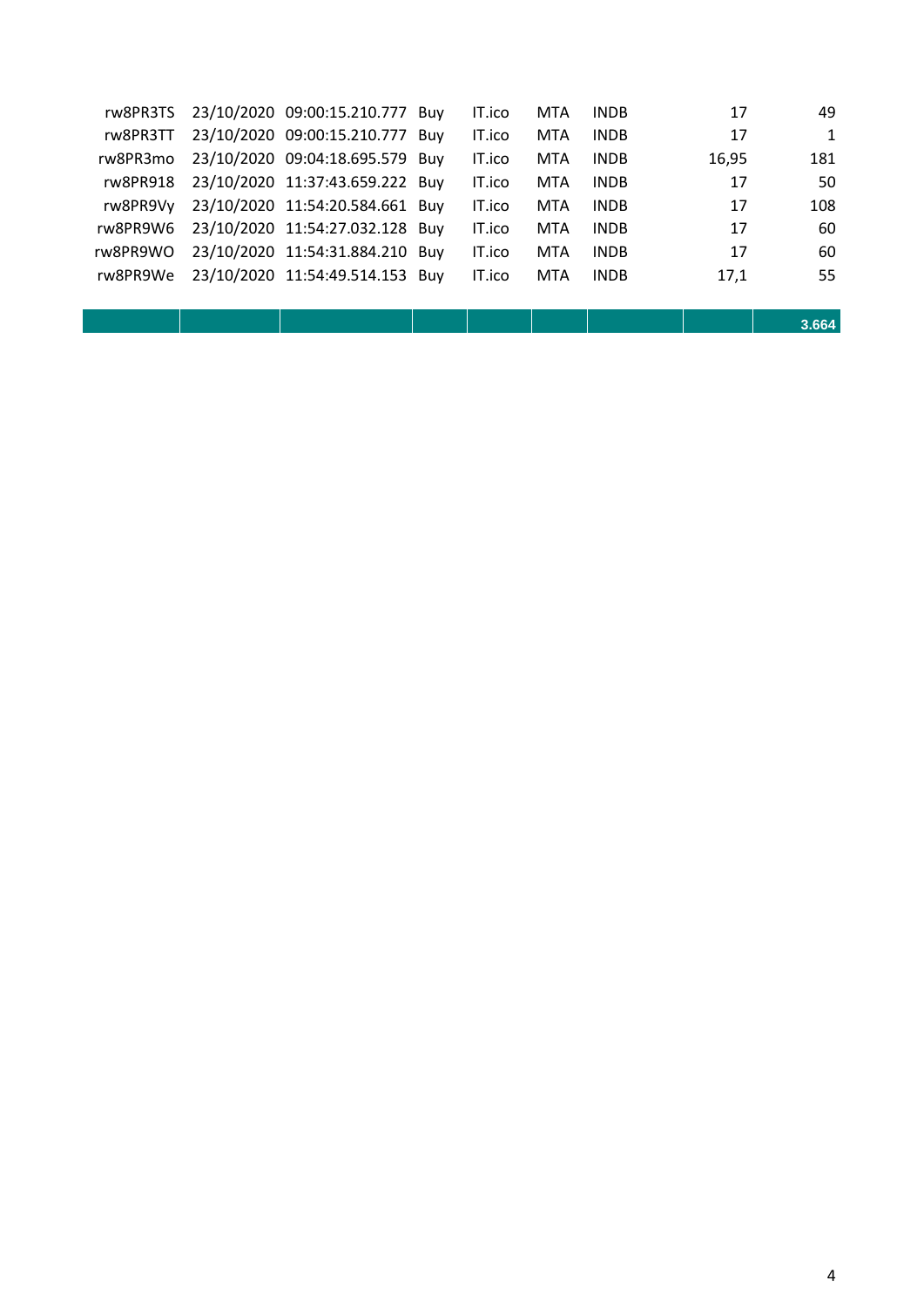| | | | | | | | | |
|---|---|---|---|---|---|---|---|---|
| rw8PR3TS | 23/10/2020 | 09:00:15.210.777 | Buy | IT.ico | MTA | INDB | 17 | 49 |
| rw8PR3TT | 23/10/2020 | 09:00:15.210.777 | Buy | IT.ico | MTA | INDB | 17 | 1 |
| rw8PR3mo | 23/10/2020 | 09:04:18.695.579 | Buy | IT.ico | MTA | INDB | 16,95 | 181 |
| rw8PR918 | 23/10/2020 | 11:37:43.659.222 | Buy | IT.ico | MTA | INDB | 17 | 50 |
| rw8PR9Vy | 23/10/2020 | 11:54:20.584.661 | Buy | IT.ico | MTA | INDB | 17 | 108 |
| rw8PR9W6 | 23/10/2020 | 11:54:27.032.128 | Buy | IT.ico | MTA | INDB | 17 | 60 |
| rw8PR9WO | 23/10/2020 | 11:54:31.884.210 | Buy | IT.ico | MTA | INDB | 17 | 60 |
| rw8PR9We | 23/10/2020 | 11:54:49.514.153 | Buy | IT.ico | MTA | INDB | 17,1 | 55 |
| | | | | | | | | **3.664** |